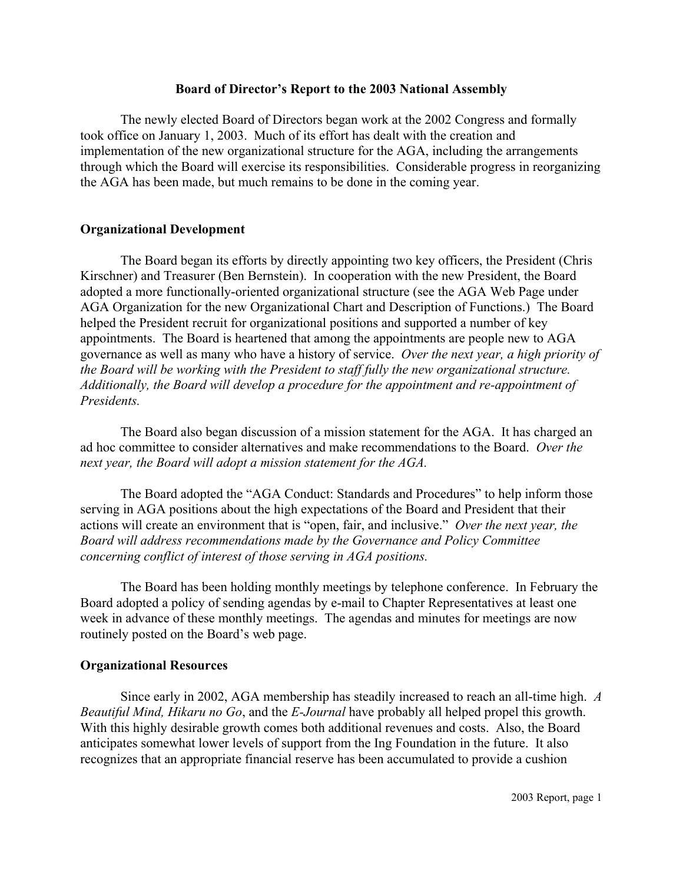# Board of Director's Report to the 2003 National Assembly

The newly elected Board of Directors began work at the 2002 Congress and formally took office on January 1, 2003. Much of its effort has dealt with the creation and implementation of the new organizational structure for the AGA, including the arrangements through which the Board will exercise its responsibilities. Considerable progress in reorganizing the AGA has been made, but much remains to be done in the coming year.

## Organizational Development

The Board began its efforts by directly appointing two key officers, the President (Chris Kirschner) and Treasurer (Ben Bernstein). In cooperation with the new President, the Board adopted a more functionally-oriented organizational structure (see the AGA Web Page under AGA Organization for the new Organizational Chart and Description of Functions.) The Board helped the President recruit for organizational positions and supported a number of key appointments. The Board is heartened that among the appointments are people new to AGA governance as well as many who have a history of service. *Over the next year, a high priority of the Board will be working with the President to staff fully the new organizational structure. Additionally, the Board will develop a procedure for the appointment and re-appointment of Presidents.*

The Board also began discussion of a mission statement for the AGA. It has charged an ad hoc committee to consider alternatives and make recommendations to the Board. *Over the next year, the Board will adopt a mission statement for the AGA.*

The Board adopted the "AGA Conduct: Standards and Procedures" to help inform those serving in AGA positions about the high expectations of the Board and President that their actions will create an environment that is "open, fair, and inclusive." *Over the next year, the Board will address recommendations made by the Governance and Policy Committee concerning conflict of interest of those serving in AGA positions.*

The Board has been holding monthly meetings by telephone conference. In February the Board adopted a policy of sending agendas by e-mail to Chapter Representatives at least one week in advance of these monthly meetings. The agendas and minutes for meetings are now routinely posted on the Board's web page.

## Organizational Resources

Since early in 2002, AGA membership has steadily increased to reach an all-time high. *A Beautiful Mind, Hikaru no Go*, and the *E-Journal* have probably all helped propel this growth. With this highly desirable growth comes both additional revenues and costs. Also, the Board anticipates somewhat lower levels of support from the Ing Foundation in the future. It also recognizes that an appropriate financial reserve has been accumulated to provide a cushion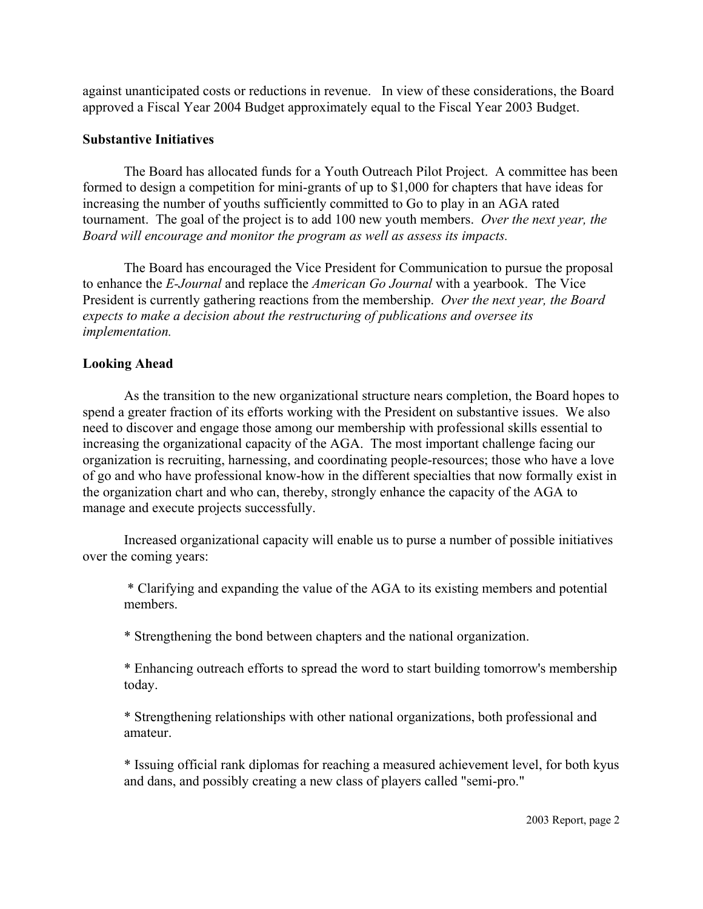against unanticipated costs or reductions in revenue. In view of these considerations, the Board approved a Fiscal Year 2004 Budget approximately equal to the Fiscal Year 2003 Budget.

**Substantive Initiatives**

The Board has allocated funds for a Youth Outreach Pilot Project. A committee has been formed to design a competition for mini-grants of up to $1,000 for chapters that have ideas for increasing the number of youths sufficiently committed to Go to play in an AGA rated tournament. The goal of the project is to add 100 new youth members. *Over the next year, the Board will encourage and monitor the program as well as assess its impacts.*

The Board has encouraged the Vice President for Communication to pursue the proposal to enhance the *E-Journal* and replace the *American Go Journal* with a yearbook. The Vice President is currently gathering reactions from the membership. *Over the next year, the Board expects to make a decision about the restructuring of publications and oversee its implementation.*

**Looking Ahead**

As the transition to the new organizational structure nears completion, the Board hopes to spend a greater fraction of its efforts working with the President on substantive issues. We also need to discover and engage those among our membership with professional skills essential to increasing the organizational capacity of the AGA. The most important challenge facing our organization is recruiting, harnessing, and coordinating people-resources; those who have a love of go and who have professional know-how in the different specialties that now formally exist in the organization chart and who can, thereby, strongly enhance the capacity of the AGA to manage and execute projects successfully.

Increased organizational capacity will enable us to purse a number of possible initiatives over the coming years:

* Clarifying and expanding the value of the AGA to its existing members and potential members.

* Strengthening the bond between chapters and the national organization.

* Enhancing outreach efforts to spread the word to start building tomorrow's membership today.

* Strengthening relationships with other national organizations, both professional and amateur.

* Issuing official rank diplomas for reaching a measured achievement level, for both kyus and dans, and possibly creating a new class of players called "semi-pro."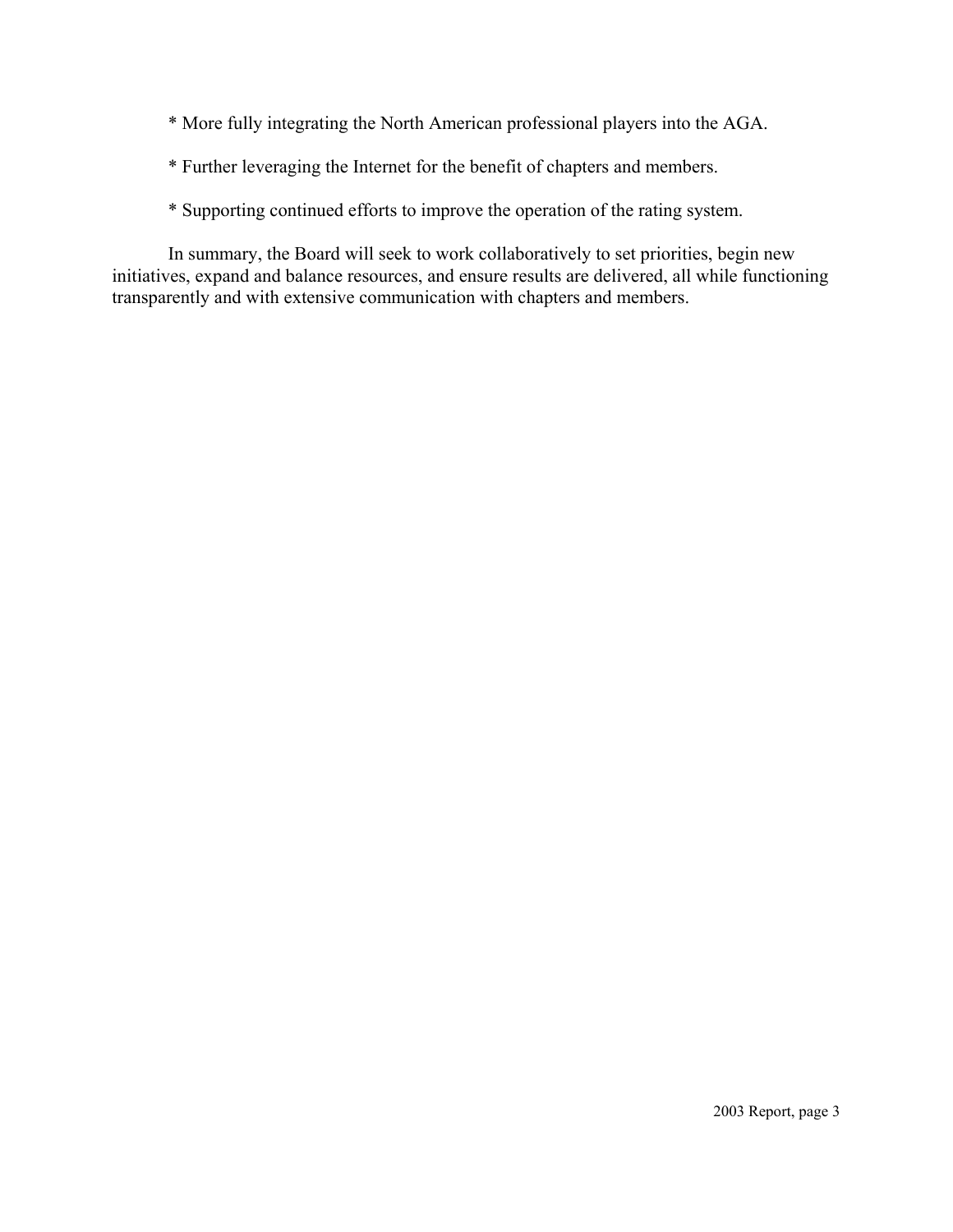* More fully integrating the North American professional players into the AGA.

* Further leveraging the Internet for the benefit of chapters and members.

* Supporting continued efforts to improve the operation of the rating system.

In summary, the Board will seek to work collaboratively to set priorities, begin new initiatives, expand and balance resources, and ensure results are delivered, all while functioning transparently and with extensive communication with chapters and members.